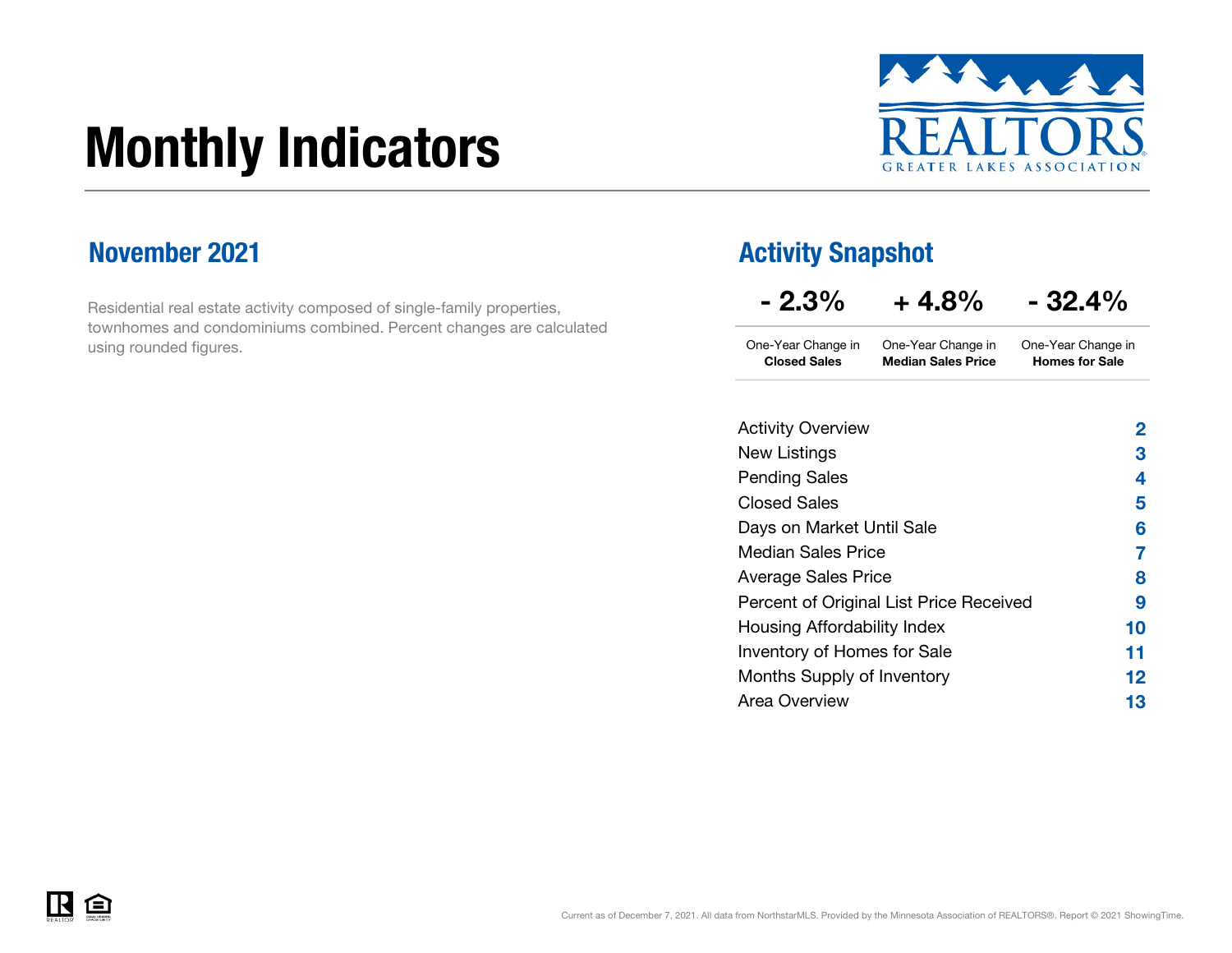# Monthly Indicators

REALTORS GREATER LAKES ASSOCIATION

## November 2021

Residential real estate activity composed of single-family properties, townhomes and condominiums combined. Percent changes are calculated using rounded figures.

## Activity Snapshot

| - 2.3% | + 4.8% | - 32.4% |
|---|---|---|
| One-Year Change in **Closed Sales** | One-Year Change in **Median Sales Price** | One-Year Change in **Homes for Sale** |

| | |
|---|---|
| Activity Overview | 2 |
| New Listings | 3 |
| Pending Sales | 4 |
| Closed Sales | 5 |
| Days on Market Until Sale | 6 |
| Median Sales Price | 7 |
| Average Sales Price | 8 |
| Percent of Original List Price Received | 9 |
| Housing Affordability Index | 10 |
| Inventory of Homes for Sale | 11 |
| Months Supply of Inventory | 12 |
| Area Overview | 13 |

Current as of December 7, 2021. All data from NorthstarMLS. Provided by the Minnesota Association of REALTORS®. Report © 2021 ShowingTime.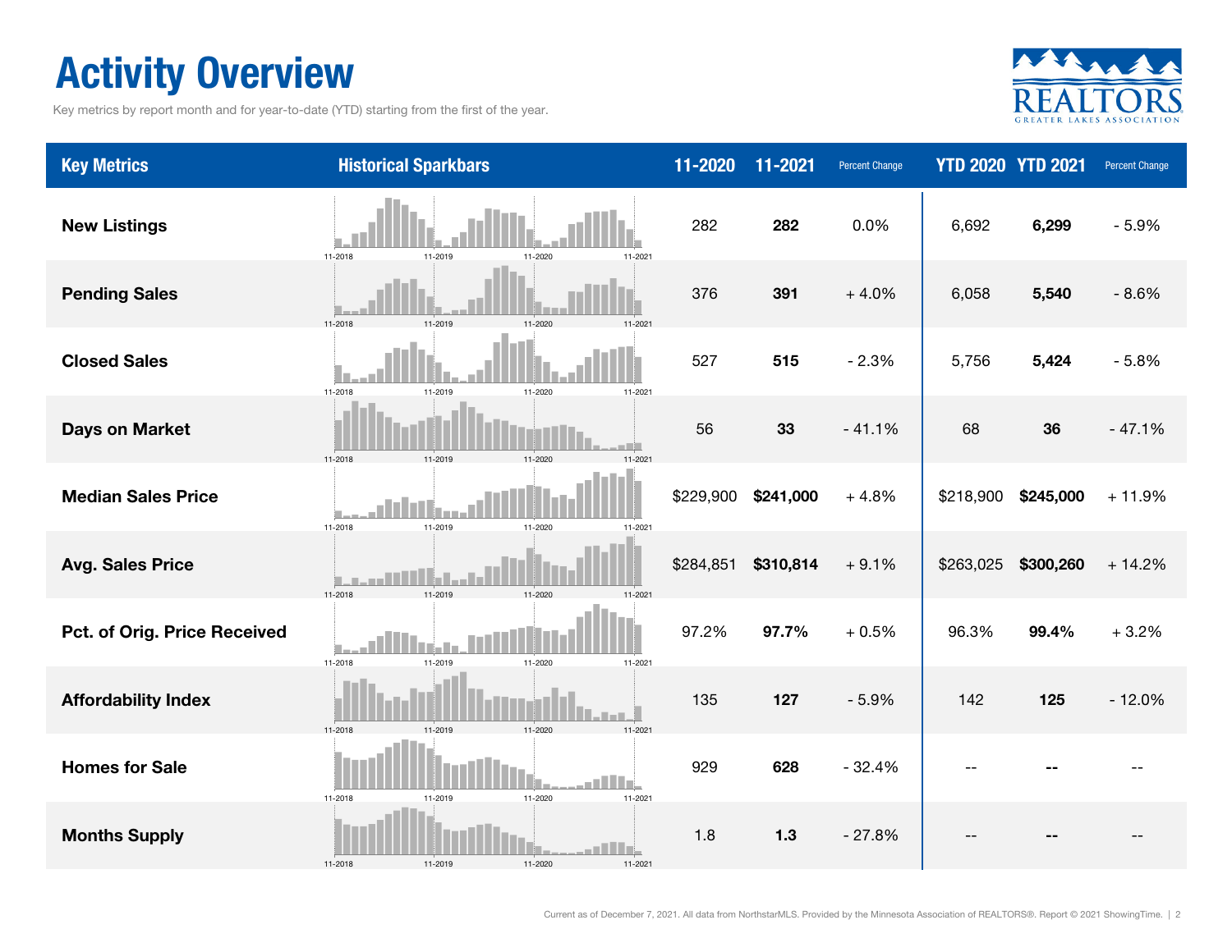# Activity Overview

Key metrics by report month and for year-to-date (YTD) starting from the first of the year.

| Key Metrics | Historical Sparkbars | 11-2020 | 11-2021 | Percent Change | YTD 2020 | YTD 2021 | Percent Change |
|---|---|---|---|---|---|---|---|
| New Listings | 11-2018 11-2019 11-2020 11-2021 | 282 | **282** | 0.0% | 6,692 | **6,299** | - 5.9% |
| Pending Sales | 11-2018 11-2019 11-2020 11-2021 | 376 | **391** | + 4.0% | 6,058 | **5,540** | - 8.6% |
| Closed Sales | 11-2018 11-2019 11-2020 11-2021 | 527 | **515** | - 2.3% | 5,756 | **5,424** | - 5.8% |
| Days on Market | 11-2018 11-2019 11-2020 11-2021 | 56 | **33** | - 41.1% | 68 | **36** | - 47.1% |
| Median Sales Price | 11-2018 11-2019 11-2020 11-2021 | $229,900 | **$241,000** | + 4.8% | $218,900 | **$245,000** | + 11.9% |
| Avg. Sales Price | 11-2018 11-2019 11-2020 11-2021 | $284,851 | **$310,814** | + 9.1% | $263,025 | **$300,260** | + 14.2% |
| Pct. of Orig. Price Received | 11-2018 11-2019 11-2020 11-2021 | 97.2% | **97.7%** | + 0.5% | 96.3% | **99.4%** | + 3.2% |
| Affordability Index | 11-2018 11-2019 11-2020 11-2021 | 135 | **127** | - 5.9% | 142 | **125** | - 12.0% |
| Homes for Sale | 11-2018 11-2019 11-2020 11-2021 | 929 | **628** | - 32.4% | -- | **--** | -- |
| Months Supply | 11-2018 11-2019 11-2020 11-2021 | 1.8 | **1.3** | - 27.8% | -- | **--** | -- |

Current as of December 7, 2021. All data from NorthstarMLS. Provided by the Minnesota Association of REALTORS®. Report © 2021 ShowingTime.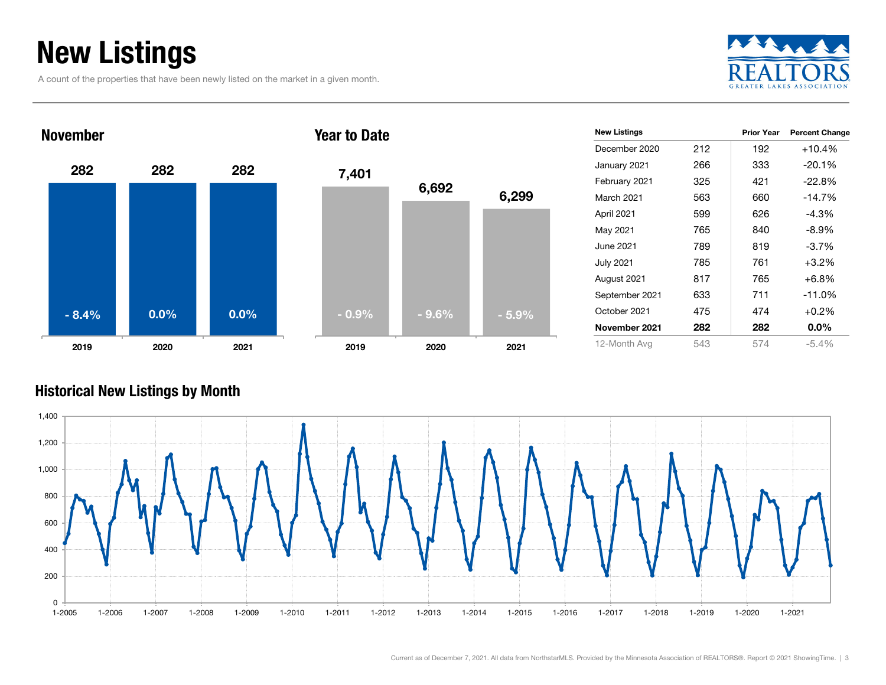# New Listings

A count of the properties that have been newly listed on the market in a given month.

## November

| | 2019 | 2020 | 2021 |
|---|---|---|---|
| New Listings | 282 | 282 | 282 |
| Change | - 8.4% | 0.0% | 0.0% |

## Year to Date

| | 2019 | 2020 | 2021 |
|---|---|---|---|
| New Listings | 7,401 | 6,692 | 6,299 |
| Change | - 0.9% | - 9.6% | - 5.9% |

| New Listings | | Prior Year | Percent Change |
|---|---|---|---|
| December 2020 | 212 | 192 | +10.4% |
| January 2021 | 266 | 333 | -20.1% |
| February 2021 | 325 | 421 | -22.8% |
| March 2021 | 563 | 660 | -14.7% |
| April 2021 | 599 | 626 | -4.3% |
| May 2021 | 765 | 840 | -8.9% |
| June 2021 | 789 | 819 | -3.7% |
| July 2021 | 785 | 761 | +3.2% |
| August 2021 | 817 | 765 | +6.8% |
| September 2021 | 633 | 711 | -11.0% |
| October 2021 | 475 | 474 | +0.2% |
| **November 2021** | **282** | **282** | **0.0%** |
| 12-Month Avg | 543 | 574 | -5.4% |

## Historical New Listings by Month

Current as of December 7, 2021. All data from NorthstarMLS. Provided by the Minnesota Association of REALTORS®. Report © 2021 ShowingTime.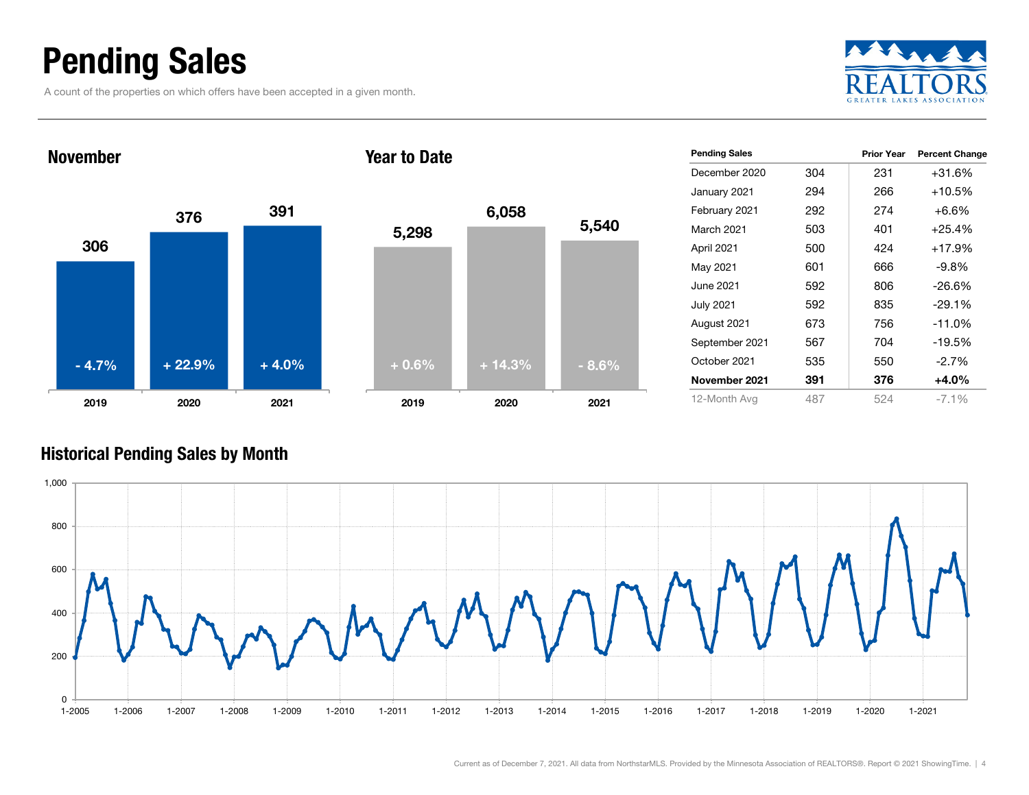# Pending Sales

A count of the properties on which offers have been accepted in a given month.

## November

| Year | Pending Sales | Change |
|---|---|---|
| 2019 | 306 | - 4.7% |
| 2020 | 376 | + 22.9% |
| 2021 | 391 | + 4.0% |

## Year to Date

| Year | Pending Sales | Change |
|---|---|---|
| 2019 | 5,298 | + 0.6% |
| 2020 | 6,058 | + 14.3% |
| 2021 | 5,540 | - 8.6% |

| Pending Sales | | Prior Year | Percent Change |
|---|---|---|---|
| December 2020 | 304 | 231 | +31.6% |
| January 2021 | 294 | 266 | +10.5% |
| February 2021 | 292 | 274 | +6.6% |
| March 2021 | 503 | 401 | +25.4% |
| April 2021 | 500 | 424 | +17.9% |
| May 2021 | 601 | 666 | -9.8% |
| June 2021 | 592 | 806 | -26.6% |
| July 2021 | 592 | 835 | -29.1% |
| August 2021 | 673 | 756 | -11.0% |
| September 2021 | 567 | 704 | -19.5% |
| October 2021 | 535 | 550 | -2.7% |
| **November 2021** | **391** | **376** | **+4.0%** |
| 12-Month Avg | 487 | 524 | -7.1% |

## Historical Pending Sales by Month

Current as of December 7, 2021. All data from NorthstarMLS. Provided by the Minnesota Association of REALTORS®. Report © 2021 ShowingTime.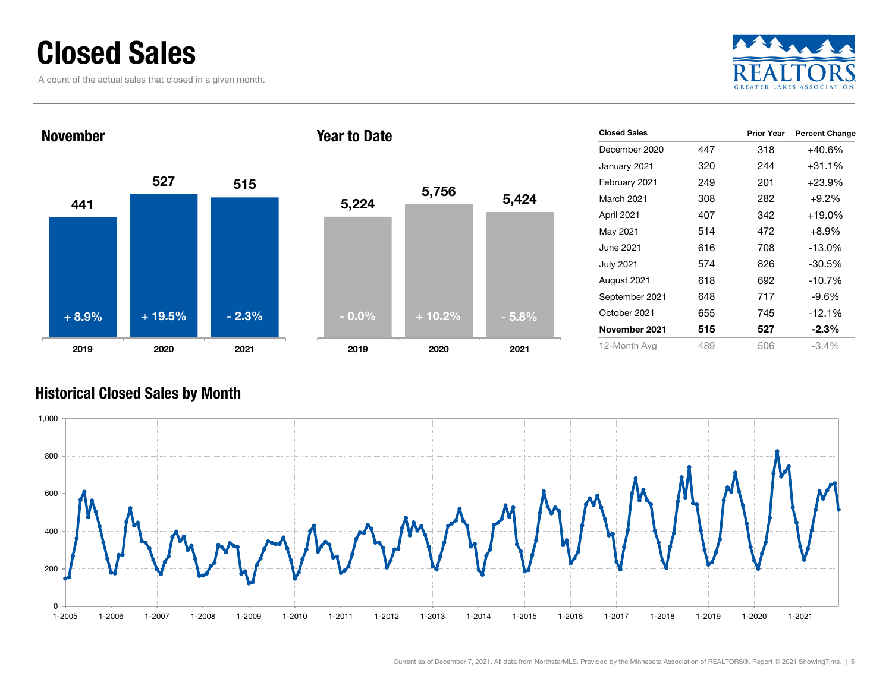# Closed Sales

A count of the actual sales that closed in a given month.

## November

| Year | Closed Sales | Change |
|---|---|---|
| 2019 | 441 | + 8.9% |
| 2020 | 527 | + 19.5% |
| 2021 | 515 | - 2.3% |

## Year to Date

| Year | Closed Sales | Change |
|---|---|---|
| 2019 | 5,224 | - 0.0% |
| 2020 | 5,756 | + 10.2% |
| 2021 | 5,424 | - 5.8% |

| Closed Sales | | Prior Year | Percent Change |
|---|---|---|---|
| December 2020 | 447 | 318 | +40.6% |
| January 2021 | 320 | 244 | +31.1% |
| February 2021 | 249 | 201 | +23.9% |
| March 2021 | 308 | 282 | +9.2% |
| April 2021 | 407 | 342 | +19.0% |
| May 2021 | 514 | 472 | +8.9% |
| June 2021 | 616 | 708 | -13.0% |
| July 2021 | 574 | 826 | -30.5% |
| August 2021 | 618 | 692 | -10.7% |
| September 2021 | 648 | 717 | -9.6% |
| October 2021 | 655 | 745 | -12.1% |
| **November 2021** | **515** | **527** | **-2.3%** |
| 12-Month Avg | 489 | 506 | -3.4% |

## Historical Closed Sales by Month

Current as of December 7, 2021. All data from NorthstarMLS. Provided by the Minnesota Association of REALTORS®. Report © 2021 ShowingTime.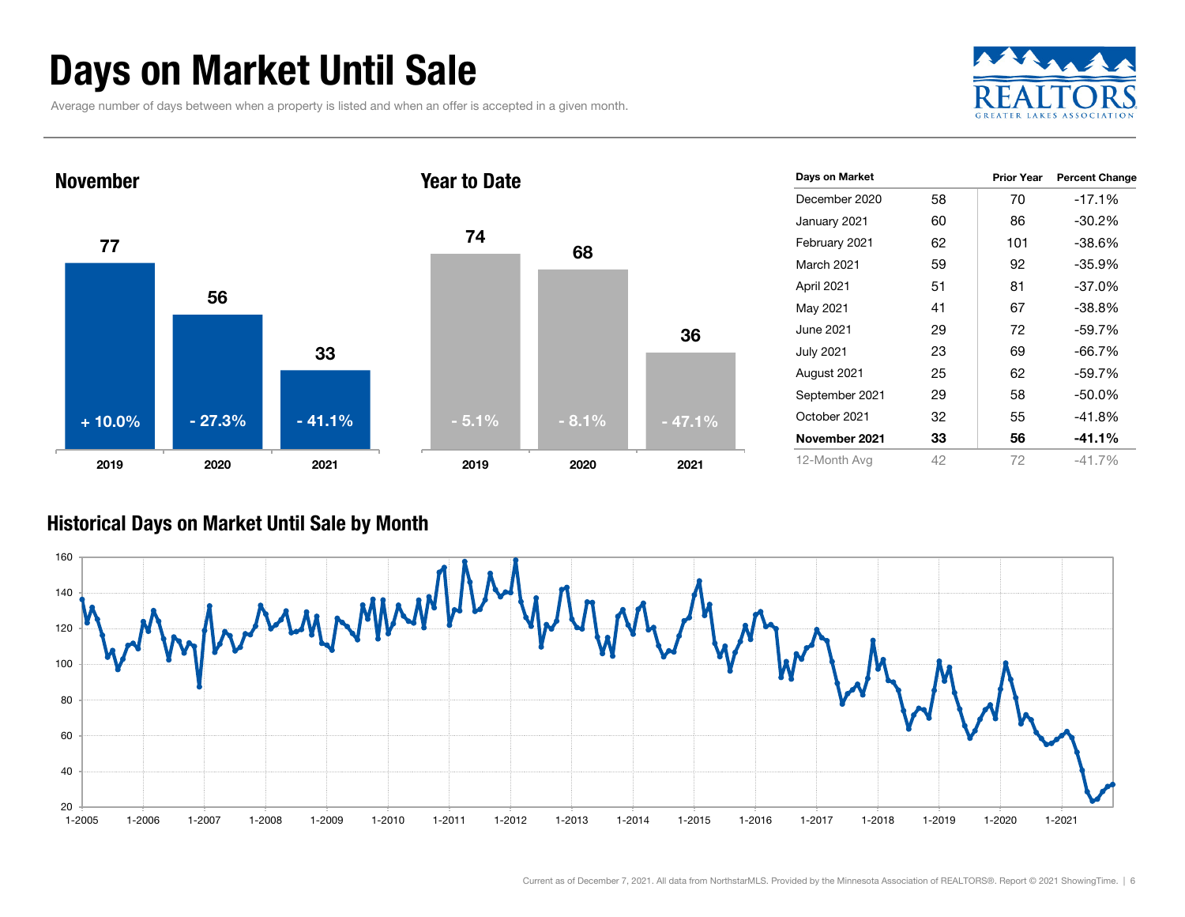# Days on Market Until Sale

Average number of days between when a property is listed and when an offer is accepted in a given month.

## November

| Year | Days | Change |
|---|---|---|
| 2019 | 77 | + 10.0% |
| 2020 | 56 | - 27.3% |
| 2021 | 33 | - 41.1% |

## Year to Date

| Year | Days | Change |
|---|---|---|
| 2019 | 74 | - 5.1% |
| 2020 | 68 | - 8.1% |
| 2021 | 36 | - 47.1% |

| Days on Market | | Prior Year | Percent Change |
|---|---|---|---|
| December 2020 | 58 | 70 | -17.1% |
| January 2021 | 60 | 86 | -30.2% |
| February 2021 | 62 | 101 | -38.6% |
| March 2021 | 59 | 92 | -35.9% |
| April 2021 | 51 | 81 | -37.0% |
| May 2021 | 41 | 67 | -38.8% |
| June 2021 | 29 | 72 | -59.7% |
| July 2021 | 23 | 69 | -66.7% |
| August 2021 | 25 | 62 | -59.7% |
| September 2021 | 29 | 58 | -50.0% |
| October 2021 | 32 | 55 | -41.8% |
| **November 2021** | **33** | **56** | **-41.1%** |
| 12-Month Avg | 42 | 72 | -41.7% |

## Historical Days on Market Until Sale by Month

Current as of December 7, 2021. All data from NorthstarMLS. Provided by the Minnesota Association of REALTORS®. Report © 2021 ShowingTime.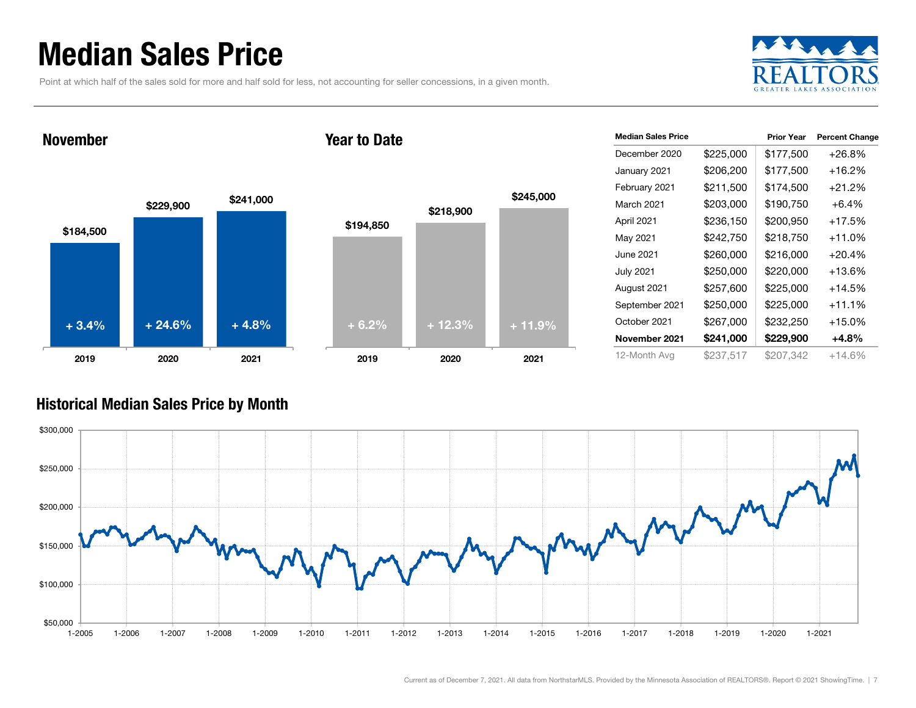# Median Sales Price

Point at which half of the sales sold for more and half sold for less, not accounting for seller concessions, in a given month.

### November

| | 2019 | 2020 | 2021 |
|---|---|---|---|
| Median Sales Price | $184,500 | $229,900 | $241,000 |
| Percent Change | + 3.4% | + 24.6% | + 4.8% |

### Year to Date

| | 2019 | 2020 | 2021 |
|---|---|---|---|
| Median Sales Price | $194,850 | $218,900 | $245,000 |
| Percent Change | + 6.2% | + 12.3% | + 11.9% |

| Median Sales Price | | Prior Year | Percent Change |
|---|---|---|---|
| December 2020 | $225,000 | $177,500 | +26.8% |
| January 2021 | $206,200 | $177,500 | +16.2% |
| February 2021 | $211,500 | $174,500 | +21.2% |
| March 2021 | $203,000 | $190,750 | +6.4% |
| April 2021 | $236,150 | $200,950 | +17.5% |
| May 2021 | $242,750 | $218,750 | +11.0% |
| June 2021 | $260,000 | $216,000 | +20.4% |
| July 2021 | $250,000 | $220,000 | +13.6% |
| August 2021 | $257,600 | $225,000 | +14.5% |
| September 2021 | $250,000 | $225,000 | +11.1% |
| October 2021 | $267,000 | $232,250 | +15.0% |
| **November 2021** | **$241,000** | **$229,900** | **+4.8%** |
| 12-Month Avg | $237,517 | $207,342 | +14.6% |

### Historical Median Sales Price by Month

Current as of December 7, 2021. All data from NorthstarMLS. Provided by the Minnesota Association of REALTORS®. Report © 2021 ShowingTime.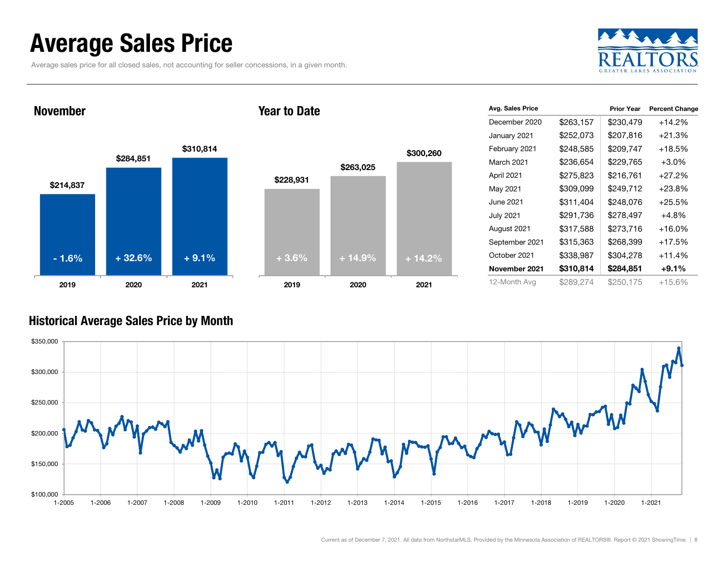# Average Sales Price

Average sales price for all closed sales, not accounting for seller concessions, in a given month.

## November

| Year | Average Sales Price | Change |
|---|---|---|
| 2019 | $214,837 | - 1.6% |
| 2020 | $284,851 | + 32.6% |
| 2021 | $310,814 | + 9.1% |

## Year to Date

| Year | Average Sales Price | Change |
|---|---|---|
| 2019 | $228,931 | + 3.6% |
| 2020 | $263,025 | + 14.9% |
| 2021 | $300,260 | + 14.2% |

| Avg. Sales Price | | Prior Year | Percent Change |
|---|---|---|---|
| December 2020 | $263,157 | $230,479 | +14.2% |
| January 2021 | $252,073 | $207,816 | +21.3% |
| February 2021 | $248,585 | $209,747 | +18.5% |
| March 2021 | $236,654 | $229,765 | +3.0% |
| April 2021 | $275,823 | $216,761 | +27.2% |
| May 2021 | $309,099 | $249,712 | +23.8% |
| June 2021 | $311,404 | $248,076 | +25.5% |
| July 2021 | $291,736 | $278,497 | +4.8% |
| August 2021 | $317,588 | $273,716 | +16.0% |
| September 2021 | $315,363 | $268,399 | +17.5% |
| October 2021 | $338,987 | $304,278 | +11.4% |
| **November 2021** | **$310,814** | **$284,851** | **+9.1%** |
| 12-Month Avg | $289,274 | $250,175 | +15.6% |

## Historical Average Sales Price by Month

Current as of December 7, 2021. All data from NorthstarMLS. Provided by the Minnesota Association of REALTORS®. Report © 2021 ShowingTime.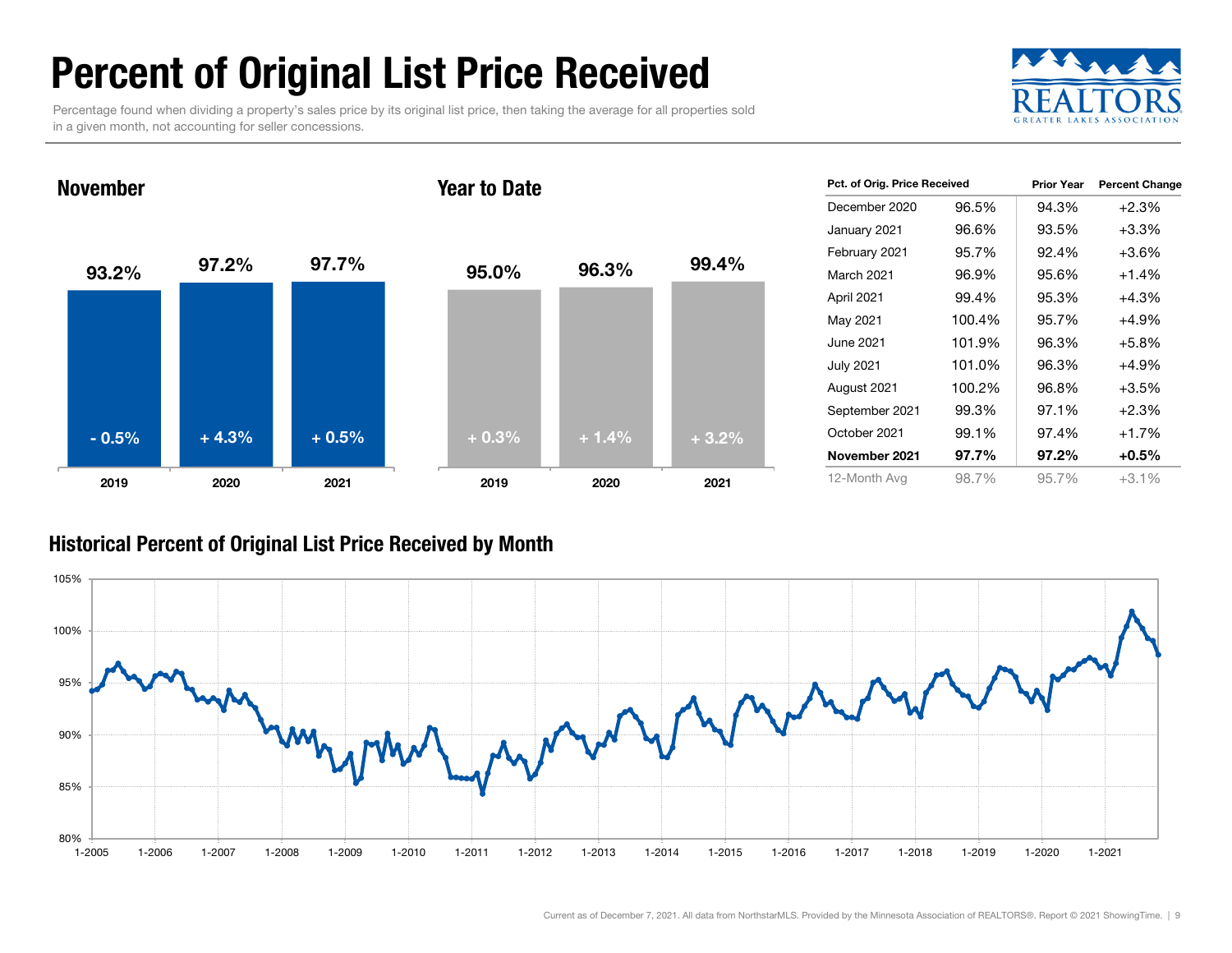# Percent of Original List Price Received

Percentage found when dividing a property's sales price by its original list price, then taking the average for all properties sold in a given month, not accounting for seller concessions.

REALTORS GREATER LAKES ASSOCIATION

## November

| | 2019 | 2020 | 2021 |
|---|---|---|---|
| Percent | 93.2% | 97.2% | 97.7% |
| Change | - 0.5% | + 4.3% | + 0.5% |

## Year to Date

| | 2019 | 2020 | 2021 |
|---|---|---|---|
| Percent | 95.0% | 96.3% | 99.4% |
| Change | + 0.3% | + 1.4% | + 3.2% |

| Pct. of Orig. Price Received | | Prior Year | Percent Change |
|---|---|---|---|
| December 2020 | 96.5% | 94.3% | +2.3% |
| January 2021 | 96.6% | 93.5% | +3.3% |
| February 2021 | 95.7% | 92.4% | +3.6% |
| March 2021 | 96.9% | 95.6% | +1.4% |
| April 2021 | 99.4% | 95.3% | +4.3% |
| May 2021 | 100.4% | 95.7% | +4.9% |
| June 2021 | 101.9% | 96.3% | +5.8% |
| July 2021 | 101.0% | 96.3% | +4.9% |
| August 2021 | 100.2% | 96.8% | +3.5% |
| September 2021 | 99.3% | 97.1% | +2.3% |
| October 2021 | 99.1% | 97.4% | +1.7% |
| **November 2021** | **97.7%** | **97.2%** | **+0.5%** |
| 12-Month Avg | 98.7% | 95.7% | +3.1% |

## Historical Percent of Original List Price Received by Month

Current as of December 7, 2021. All data from NorthstarMLS. Provided by the Minnesota Association of REALTORS®. Report © 2021 ShowingTime.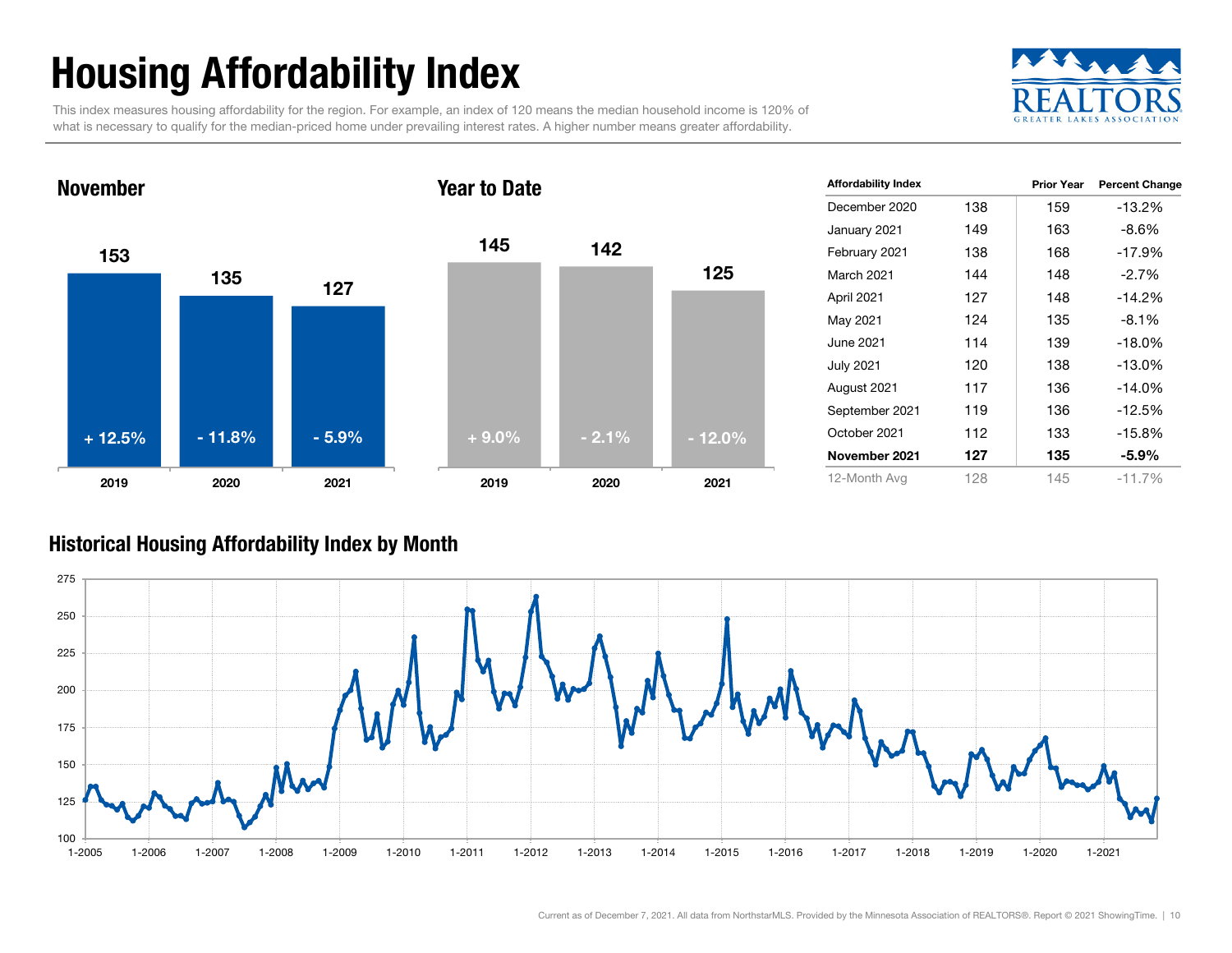# Housing Affordability Index

This index measures housing affordability for the region. For example, an index of 120 means the median household income is 120% of what is necessary to qualify for the median-priced home under prevailing interest rates. A higher number means greater affordability.

## November

| Year | Index | Change |
|---|---|---|
| 2019 | 153 | + 12.5% |
| 2020 | 135 | - 11.8% |
| 2021 | 127 | - 5.9% |

## Year to Date

| Year | Index | Change |
|---|---|---|
| 2019 | 145 | + 9.0% |
| 2020 | 142 | - 2.1% |
| 2021 | 125 | - 12.0% |

| Affordability Index | | Prior Year | Percent Change |
|---|---|---|---|
| December 2020 | 138 | 159 | -13.2% |
| January 2021 | 149 | 163 | -8.6% |
| February 2021 | 138 | 168 | -17.9% |
| March 2021 | 144 | 148 | -2.7% |
| April 2021 | 127 | 148 | -14.2% |
| May 2021 | 124 | 135 | -8.1% |
| June 2021 | 114 | 139 | -18.0% |
| July 2021 | 120 | 138 | -13.0% |
| August 2021 | 117 | 136 | -14.0% |
| September 2021 | 119 | 136 | -12.5% |
| October 2021 | 112 | 133 | -15.8% |
| **November 2021** | **127** | **135** | **-5.9%** |
| 12-Month Avg | 128 | 145 | -11.7% |

## Historical Housing Affordability Index by Month

Current as of December 7, 2021. All data from NorthstarMLS. Provided by the Minnesota Association of REALTORS®. Report © 2021 ShowingTime.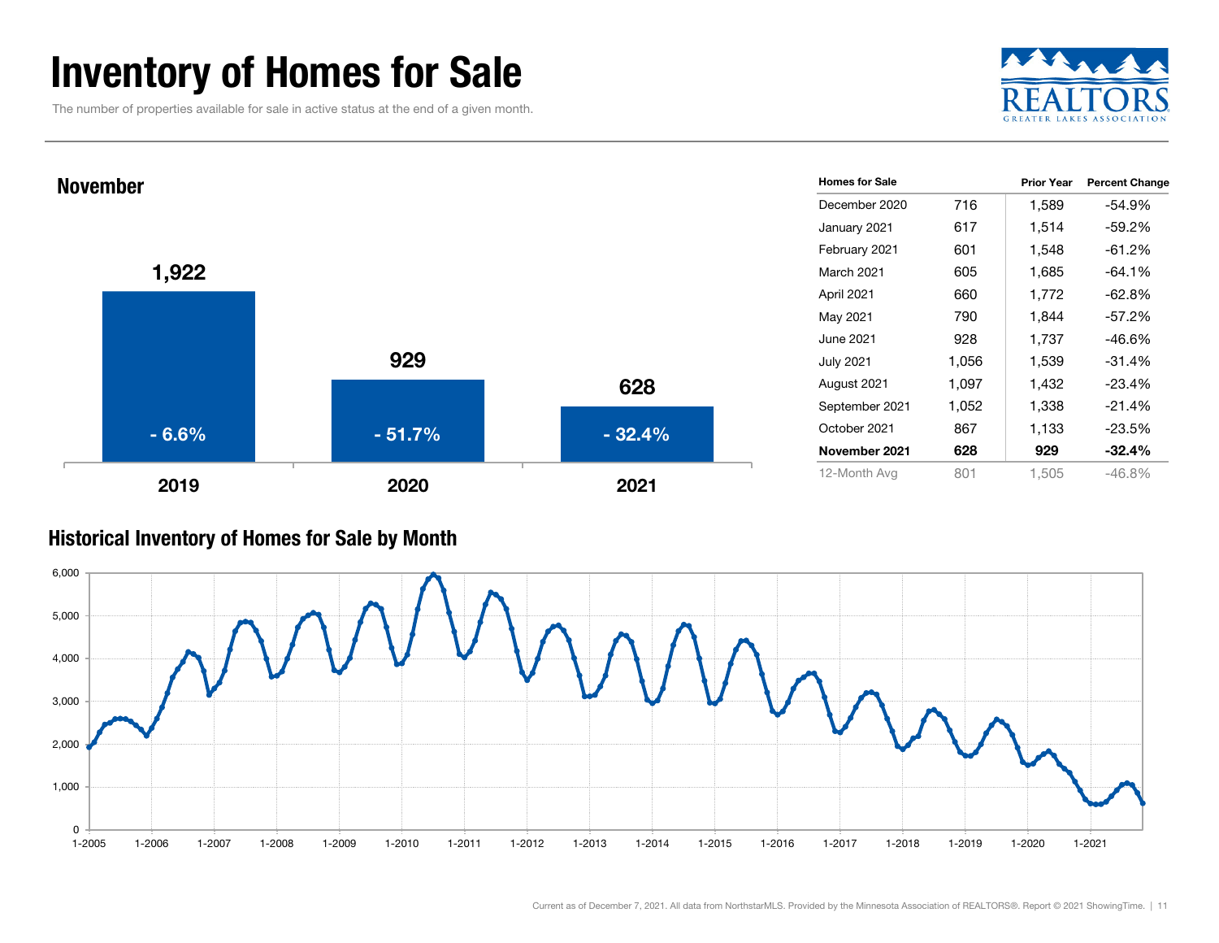# Inventory of Homes for Sale

The number of properties available for sale in active status at the end of a given month.

## November

| Year | Homes for Sale | Percent Change |
|---|---|---|
| 2019 | 1,922 | - 6.6% |
| 2020 | 929 | - 51.7% |
| 2021 | 628 | - 32.4% |

| Homes for Sale | | Prior Year | Percent Change |
|---|---|---|---|
| December 2020 | 716 | 1,589 | -54.9% |
| January 2021 | 617 | 1,514 | -59.2% |
| February 2021 | 601 | 1,548 | -61.2% |
| March 2021 | 605 | 1,685 | -64.1% |
| April 2021 | 660 | 1,772 | -62.8% |
| May 2021 | 790 | 1,844 | -57.2% |
| June 2021 | 928 | 1,737 | -46.6% |
| July 2021 | 1,056 | 1,539 | -31.4% |
| August 2021 | 1,097 | 1,432 | -23.4% |
| September 2021 | 1,052 | 1,338 | -21.4% |
| October 2021 | 867 | 1,133 | -23.5% |
| **November 2021** | **628** | **929** | **-32.4%** |
| 12-Month Avg | 801 | 1,505 | -46.8% |

## Historical Inventory of Homes for Sale by Month

Current as of December 7, 2021. All data from NorthstarMLS. Provided by the Minnesota Association of REALTORS®. Report © 2021 ShowingTime.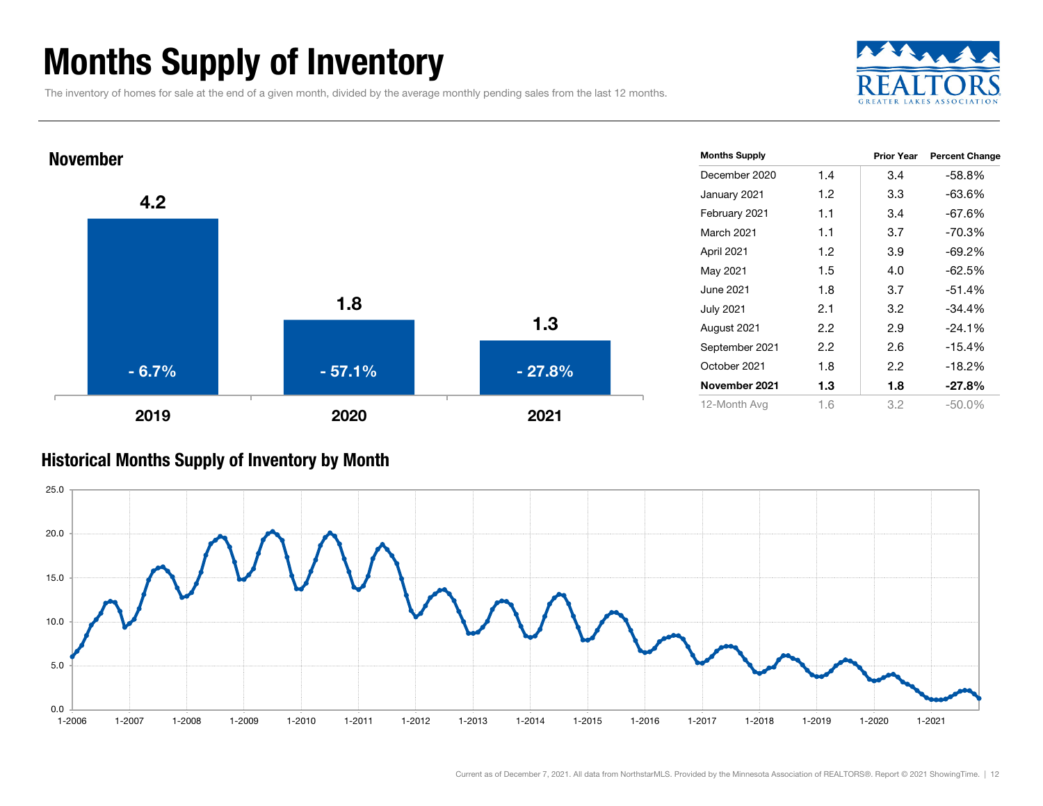# Months Supply of Inventory

The inventory of homes for sale at the end of a given month, divided by the average monthly pending sales from the last 12 months.

## November

| | 2019 | 2020 | 2021 |
|---|---|---|---|
| Months Supply | 4.2 | 1.8 | 1.3 |
| Percent Change | - 6.7% | - 57.1% | - 27.8% |

| Months Supply | | Prior Year | Percent Change |
|---|---|---|---|
| December 2020 | 1.4 | 3.4 | -58.8% |
| January 2021 | 1.2 | 3.3 | -63.6% |
| February 2021 | 1.1 | 3.4 | -67.6% |
| March 2021 | 1.1 | 3.7 | -70.3% |
| April 2021 | 1.2 | 3.9 | -69.2% |
| May 2021 | 1.5 | 4.0 | -62.5% |
| June 2021 | 1.8 | 3.7 | -51.4% |
| July 2021 | 2.1 | 3.2 | -34.4% |
| August 2021 | 2.2 | 2.9 | -24.1% |
| September 2021 | 2.2 | 2.6 | -15.4% |
| October 2021 | 1.8 | 2.2 | -18.2% |
| **November 2021** | **1.3** | **1.8** | **-27.8%** |
| 12-Month Avg | 1.6 | 3.2 | -50.0% |

## Historical Months Supply of Inventory by Month

Current as of December 7, 2021. All data from NorthstarMLS. Provided by the Minnesota Association of REALTORS®. Report © 2021 ShowingTime.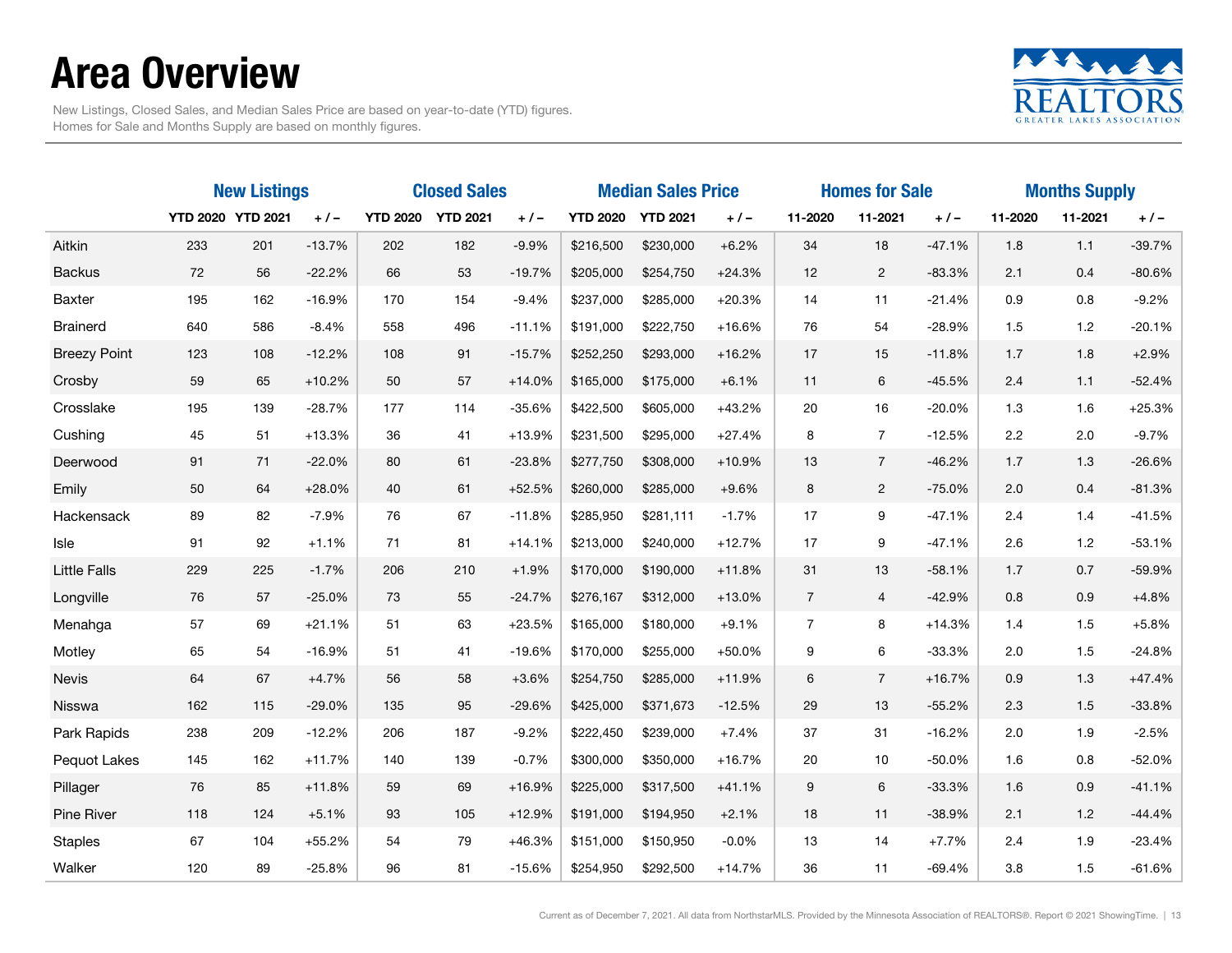# Area Overview

New Listings, Closed Sales, and Median Sales Price are based on year-to-date (YTD) figures.
Homes for Sale and Months Supply are based on monthly figures.

| | New Listings | | | Closed Sales | | | Median Sales Price | | | Homes for Sale | | | Months Supply | | |
|---|---|---|---|---|---|---|---|---|---|---|---|---|---|---|---|
| | YTD 2020 | YTD 2021 | + / – | YTD 2020 | YTD 2021 | + / – | YTD 2020 | YTD 2021 | + / – | 11-2020 | 11-2021 | + / – | 11-2020 | 11-2021 | + / – |
| Aitkin | 233 | 201 | -13.7% | 202 | 182 | -9.9% | $216,500 | $230,000 | +6.2% | 34 | 18 | -47.1% | 1.8 | 1.1 | -39.7% |
| Backus | 72 | 56 | -22.2% | 66 | 53 | -19.7% | $205,000 | $254,750 | +24.3% | 12 | 2 | -83.3% | 2.1 | 0.4 | -80.6% |
| Baxter | 195 | 162 | -16.9% | 170 | 154 | -9.4% | $237,000 | $285,000 | +20.3% | 14 | 11 | -21.4% | 0.9 | 0.8 | -9.2% |
| Brainerd | 640 | 586 | -8.4% | 558 | 496 | -11.1% | $191,000 | $222,750 | +16.6% | 76 | 54 | -28.9% | 1.5 | 1.2 | -20.1% |
| Breezy Point | 123 | 108 | -12.2% | 108 | 91 | -15.7% | $252,250 | $293,000 | +16.2% | 17 | 15 | -11.8% | 1.7 | 1.8 | +2.9% |
| Crosby | 59 | 65 | +10.2% | 50 | 57 | +14.0% | $165,000 | $175,000 | +6.1% | 11 | 6 | -45.5% | 2.4 | 1.1 | -52.4% |
| Crosslake | 195 | 139 | -28.7% | 177 | 114 | -35.6% | $422,500 | $605,000 | +43.2% | 20 | 16 | -20.0% | 1.3 | 1.6 | +25.3% |
| Cushing | 45 | 51 | +13.3% | 36 | 41 | +13.9% | $231,500 | $295,000 | +27.4% | 8 | 7 | -12.5% | 2.2 | 2.0 | -9.7% |
| Deerwood | 91 | 71 | -22.0% | 80 | 61 | -23.8% | $277,750 | $308,000 | +10.9% | 13 | 7 | -46.2% | 1.7 | 1.3 | -26.6% |
| Emily | 50 | 64 | +28.0% | 40 | 61 | +52.5% | $260,000 | $285,000 | +9.6% | 8 | 2 | -75.0% | 2.0 | 0.4 | -81.3% |
| Hackensack | 89 | 82 | -7.9% | 76 | 67 | -11.8% | $285,950 | $281,111 | -1.7% | 17 | 9 | -47.1% | 2.4 | 1.4 | -41.5% |
| Isle | 91 | 92 | +1.1% | 71 | 81 | +14.1% | $213,000 | $240,000 | +12.7% | 17 | 9 | -47.1% | 2.6 | 1.2 | -53.1% |
| Little Falls | 229 | 225 | -1.7% | 206 | 210 | +1.9% | $170,000 | $190,000 | +11.8% | 31 | 13 | -58.1% | 1.7 | 0.7 | -59.9% |
| Longville | 76 | 57 | -25.0% | 73 | 55 | -24.7% | $276,167 | $312,000 | +13.0% | 7 | 4 | -42.9% | 0.8 | 0.9 | +4.8% |
| Menahga | 57 | 69 | +21.1% | 51 | 63 | +23.5% | $165,000 | $180,000 | +9.1% | 7 | 8 | +14.3% | 1.4 | 1.5 | +5.8% |
| Motley | 65 | 54 | -16.9% | 51 | 41 | -19.6% | $170,000 | $255,000 | +50.0% | 9 | 6 | -33.3% | 2.0 | 1.5 | -24.8% |
| Nevis | 64 | 67 | +4.7% | 56 | 58 | +3.6% | $254,750 | $285,000 | +11.9% | 6 | 7 | +16.7% | 0.9 | 1.3 | +47.4% |
| Nisswa | 162 | 115 | -29.0% | 135 | 95 | -29.6% | $425,000 | $371,673 | -12.5% | 29 | 13 | -55.2% | 2.3 | 1.5 | -33.8% |
| Park Rapids | 238 | 209 | -12.2% | 206 | 187 | -9.2% | $222,450 | $239,000 | +7.4% | 37 | 31 | -16.2% | 2.0 | 1.9 | -2.5% |
| Pequot Lakes | 145 | 162 | +11.7% | 140 | 139 | -0.7% | $300,000 | $350,000 | +16.7% | 20 | 10 | -50.0% | 1.6 | 0.8 | -52.0% |
| Pillager | 76 | 85 | +11.8% | 59 | 69 | +16.9% | $225,000 | $317,500 | +41.1% | 9 | 6 | -33.3% | 1.6 | 0.9 | -41.1% |
| Pine River | 118 | 124 | +5.1% | 93 | 105 | +12.9% | $191,000 | $194,950 | +2.1% | 18 | 11 | -38.9% | 2.1 | 1.2 | -44.4% |
| Staples | 67 | 104 | +55.2% | 54 | 79 | +46.3% | $151,000 | $150,950 | -0.0% | 13 | 14 | +7.7% | 2.4 | 1.9 | -23.4% |
| Walker | 120 | 89 | -25.8% | 96 | 81 | -15.6% | $254,950 | $292,500 | +14.7% | 36 | 11 | -69.4% | 3.8 | 1.5 | -61.6% |

Current as of December 7, 2021. All data from NorthstarMLS. Provided by the Minnesota Association of REALTORS®. Report © 2021 ShowingTime.